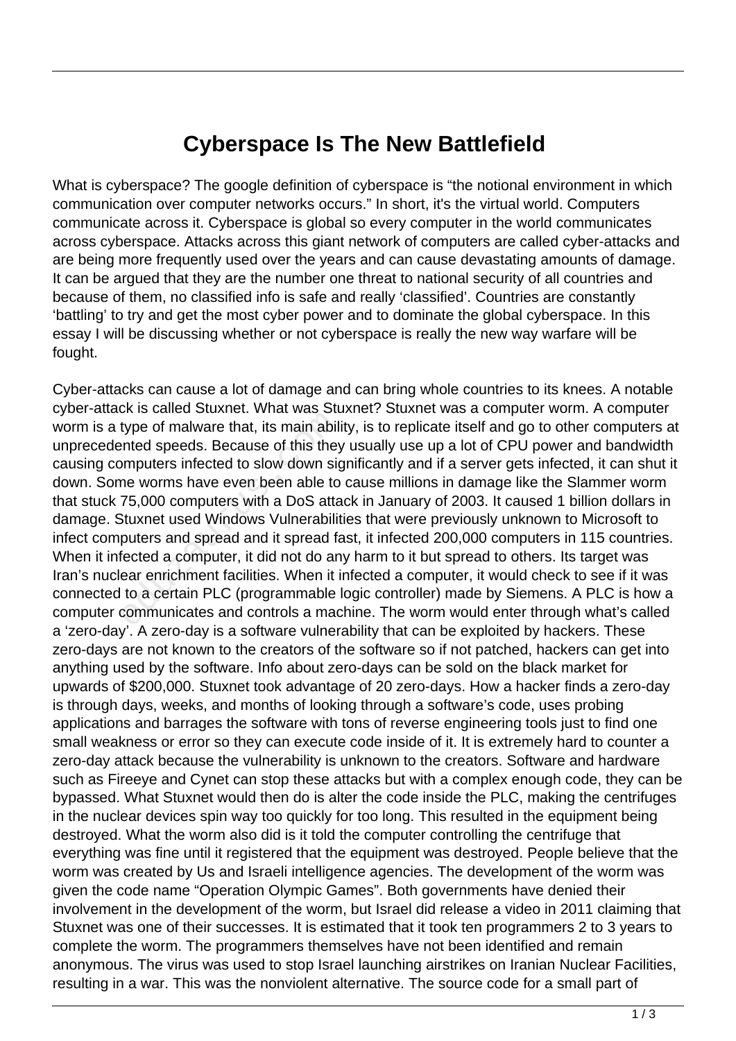# Cyberspace Is The New Battlefield

What is cyberspace? The google definition of cyberspace is "the notional environment in which communication over computer networks occurs." In short, it's the virtual world. Computers communicate across it. Cyberspace is global so every computer in the world communicates across cyberspace. Attacks across this giant network of computers are called cyber-attacks and are being more frequently used over the years and can cause devastating amounts of damage. It can be argued that they are the number one threat to national security of all countries and because of them, no classified info is safe and really 'classified'. Countries are constantly 'battling' to try and get the most cyber power and to dominate the global cyberspace. In this essay I will be discussing whether or not cyberspace is really the new way warfare will be fought.

Cyber-attacks can cause a lot of damage and can bring whole countries to its knees. A notable cyber-attack is called Stuxnet. What was Stuxnet? Stuxnet was a computer worm. A computer worm is a type of malware that, its main ability, is to replicate itself and go to other computers at unprecedented speeds. Because of this they usually use up a lot of CPU power and bandwidth causing computers infected to slow down significantly and if a server gets infected, it can shut it down. Some worms have even been able to cause millions in damage like the Slammer worm that stuck 75,000 computers with a DoS attack in January of 2003. It caused 1 billion dollars in damage. Stuxnet used Windows Vulnerabilities that were previously unknown to Microsoft to infect computers and spread and it spread fast, it infected 200,000 computers in 115 countries. When it infected a computer, it did not do any harm to it but spread to others. Its target was Iran's nuclear enrichment facilities. When it infected a computer, it would check to see if it was connected to a certain PLC (programmable logic controller) made by Siemens. A PLC is how a computer communicates and controls a machine. The worm would enter through what's called a 'zero-day'. A zero-day is a software vulnerability that can be exploited by hackers. These zero-days are not known to the creators of the software so if not patched, hackers can get into anything used by the software. Info about zero-days can be sold on the black market for upwards of $200,000. Stuxnet took advantage of 20 zero-days. How a hacker finds a zero-day is through days, weeks, and months of looking through a software's code, uses probing applications and barrages the software with tons of reverse engineering tools just to find one small weakness or error so they can execute code inside of it. It is extremely hard to counter a zero-day attack because the vulnerability is unknown to the creators. Software and hardware such as Fireeye and Cynet can stop these attacks but with a complex enough code, they can be bypassed. What Stuxnet would then do is alter the code inside the PLC, making the centrifuges in the nuclear devices spin way too quickly for too long. This resulted in the equipment being destroyed. What the worm also did is it told the computer controlling the centrifuge that everything was fine until it registered that the equipment was destroyed. People believe that the worm was created by Us and Israeli intelligence agencies. The development of the worm was given the code name "Operation Olympic Games". Both governments have denied their involvement in the development of the worm, but Israel did release a video in 2011 claiming that Stuxnet was one of their successes. It is estimated that it took ten programmers 2 to 3 years to complete the worm. The programmers themselves have not been identified and remain anonymous. The virus was used to stop Israel launching airstrikes on Iranian Nuclear Facilities, resulting in a war. This was the nonviolent alternative. The source code for a small part of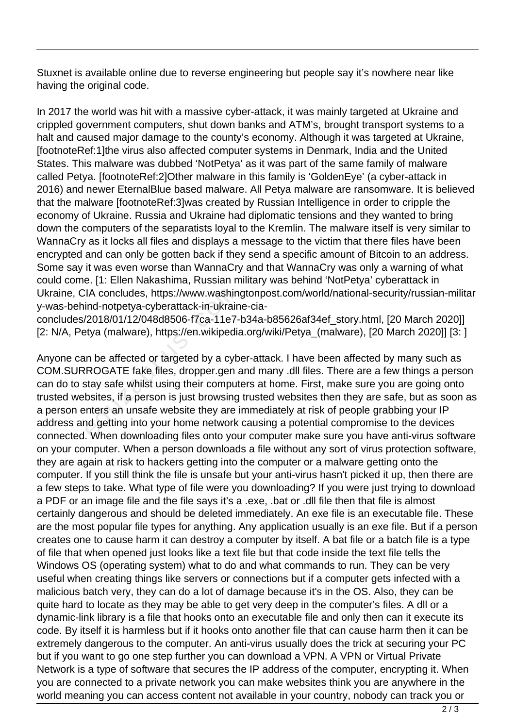Stuxnet is available online due to reverse engineering but people say it's nowhere near like having the original code.

In 2017 the world was hit with a massive cyber-attack, it was mainly targeted at Ukraine and crippled government computers, shut down banks and ATM's, brought transport systems to a halt and caused major damage to the county's economy. Although it was targeted at Ukraine, [footnoteRef:1]the virus also affected computer systems in Denmark, India and the United States. This malware was dubbed 'NotPetya' as it was part of the same family of malware called Petya. [footnoteRef:2]Other malware in this family is 'GoldenEye' (a cyber-attack in 2016) and newer EternalBlue based malware. All Petya malware are ransomware. It is believed that the malware [footnoteRef:3]was created by Russian Intelligence in order to cripple the economy of Ukraine. Russia and Ukraine had diplomatic tensions and they wanted to bring down the computers of the separatists loyal to the Kremlin. The malware itself is very similar to WannaCry as it locks all files and displays a message to the victim that there files have been encrypted and can only be gotten back if they send a specific amount of Bitcoin to an address. Some say it was even worse than WannaCry and that WannaCry was only a warning of what could come. [1: Ellen Nakashima, Russian military was behind 'NotPetya' cyberattack in Ukraine, CIA concludes, https://www.washingtonpost.com/world/national-security/russian-military-was-behind-notpetya-cyberattack-in-ukraine-cia-concludes/2018/01/12/048d8506-f7ca-11e7-b34a-b85626af34ef_story.html, [20 March 2020]] [2: N/A, Petya (malware), https://en.wikipedia.org/wiki/Petya_(malware), [20 March 2020]] [3: ]

Anyone can be affected or targeted by a cyber-attack. I have been affected by many such as COM.SURROGATE fake files, dropper.gen and many .dll files. There are a few things a person can do to stay safe whilst using their computers at home. First, make sure you are going onto trusted websites, if a person is just browsing trusted websites then they are safe, but as soon as a person enters an unsafe website they are immediately at risk of people grabbing your IP address and getting into your home network causing a potential compromise to the devices connected. When downloading files onto your computer make sure you have anti-virus software on your computer. When a person downloads a file without any sort of virus protection software, they are again at risk to hackers getting into the computer or a malware getting onto the computer. If you still think the file is unsafe but your anti-virus hasn't picked it up, then there are a few steps to take. What type of file were you downloading? If you were just trying to download a PDF or an image file and the file says it's a .exe, .bat or .dll file then that file is almost certainly dangerous and should be deleted immediately. An exe file is an executable file. These are the most popular file types for anything. Any application usually is an exe file. But if a person creates one to cause harm it can destroy a computer by itself. A bat file or a batch file is a type of file that when opened just looks like a text file but that code inside the text file tells the Windows OS (operating system) what to do and what commands to run. They can be very useful when creating things like servers or connections but if a computer gets infected with a malicious batch very, they can do a lot of damage because it's in the OS. Also, they can be quite hard to locate as they may be able to get very deep in the computer's files. A dll or a dynamic-link library is a file that hooks onto an executable file and only then can it execute its code. By itself it is harmless but if it hooks onto another file that can cause harm then it can be extremely dangerous to the computer. An anti-virus usually does the trick at securing your PC but if you want to go one step further you can download a VPN. A VPN or Virtual Private Network is a type of software that secures the IP address of the computer, encrypting it. When you are connected to a private network you can make websites think you are anywhere in the world meaning you can access content not available in your country, nobody can track you or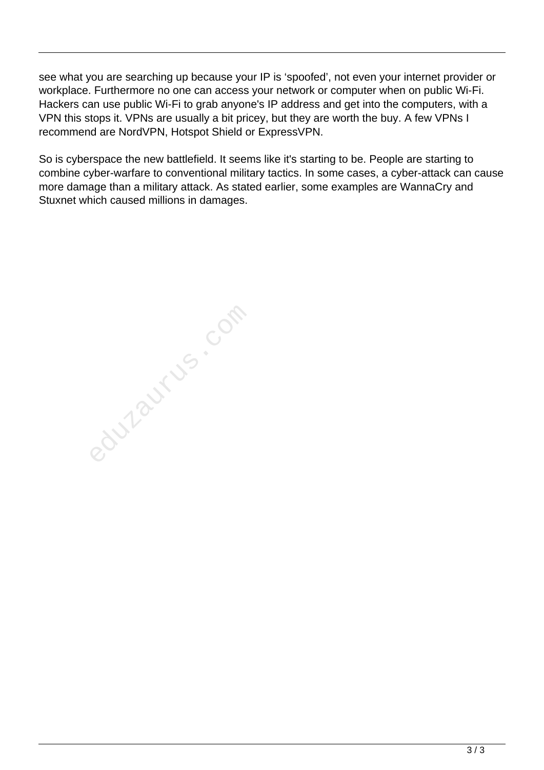see what you are searching up because your IP is 'spoofed', not even your internet provider or workplace. Furthermore no one can access your network or computer when on public Wi-Fi. Hackers can use public Wi-Fi to grab anyone's IP address and get into the computers, with a VPN this stops it. VPNs are usually a bit pricey, but they are worth the buy. A few VPNs I recommend are NordVPN, Hotspot Shield or ExpressVPN.

So is cyberspace the new battlefield. It seems like it's starting to be. People are starting to combine cyber-warfare to conventional military tactics. In some cases, a cyber-attack can cause more damage than a military attack. As stated earlier, some examples are WannaCry and Stuxnet which caused millions in damages.